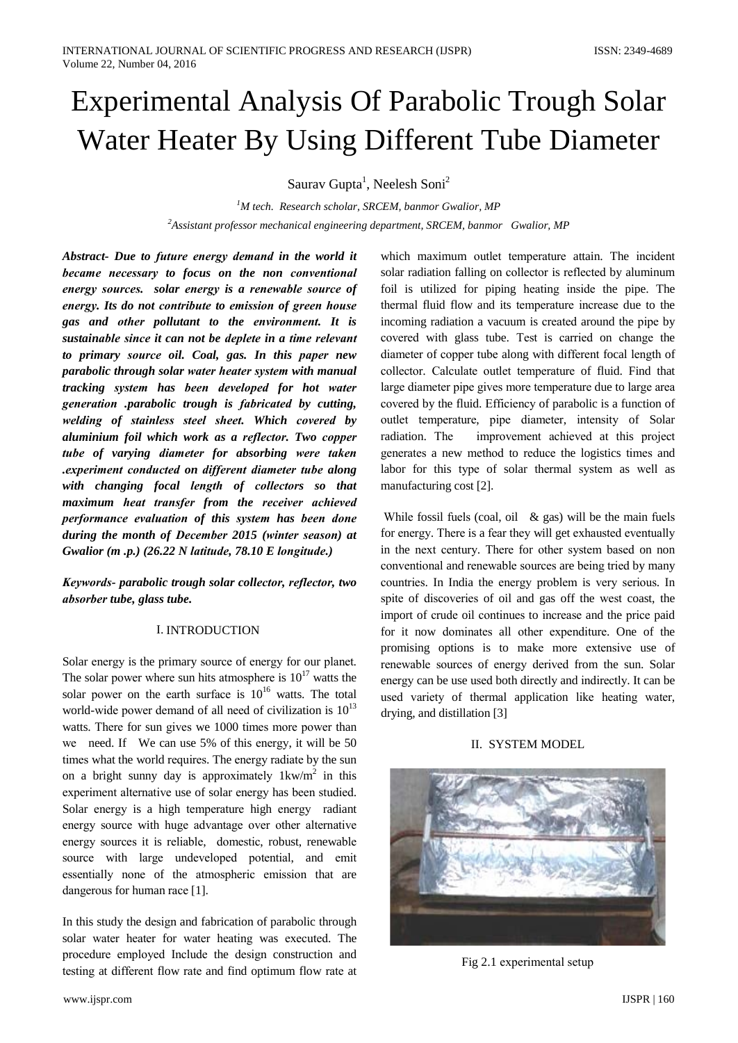# Experimental Analysis Of Parabolic Trough Solar Water Heater By Using Different Tube Diameter

Saurav Gupta[1], Neelesh Soni[2]

[1]M tech. Research scholar, SRCEM, banmor Gwalior, MP

[2]Assistant professor mechanical engineering department, SRCEM, banmor Gwalior, MP

***Abstract- Due to future energy demand in the world it became necessary to focus on the non conventional energy sources. solar energy is a renewable source of energy. Its do not contribute to emission of green house gas and other pollutant to the environment. It is sustainable since it can not be deplete in a time relevant to primary source oil. Coal, gas. In this paper new parabolic through solar water heater system with manual tracking system has been developed for hot water generation .parabolic trough is fabricated by cutting, welding of stainless steel sheet. Which covered by aluminium foil which work as a reflector. Two copper tube of varying diameter for absorbing were taken .experiment conducted on different diameter tube along with changing focal length of collectors so that maximum heat transfer from the receiver achieved performance evaluation of this system has been done during the month of December 2015 (winter season) at Gwalior (m .p.) (26.22 N latitude, 78.10 E longitude.)***

***Keywords- parabolic trough solar collector, reflector, two absorber tube, glass tube.***

## I. INTRODUCTION

Solar energy is the primary source of energy for our planet. The solar power where sun hits atmosphere is $10^{17}$ watts the solar power on the earth surface is $10^{16}$ watts. The total world-wide power demand of all need of civilization is $10^{13}$ watts. There for sun gives we 1000 times more power than we need. If We can use 5% of this energy, it will be 50 times what the world requires. The energy radiate by the sun on a bright sunny day is approximately $1kw/m^2$ in this experiment alternative use of solar energy has been studied. Solar energy is a high temperature high energy radiant energy source with huge advantage over other alternative energy sources it is reliable, domestic, robust, renewable source with large undeveloped potential, and emit essentially none of the atmospheric emission that are dangerous for human race [1].

In this study the design and fabrication of parabolic through solar water heater for water heating was executed. The procedure employed Include the design construction and testing at different flow rate and find optimum flow rate at which maximum outlet temperature attain. The incident solar radiation falling on collector is reflected by aluminum foil is utilized for piping heating inside the pipe. The thermal fluid flow and its temperature increase due to the incoming radiation a vacuum is created around the pipe by covered with glass tube. Test is carried on change the diameter of copper tube along with different focal length of collector. Calculate outlet temperature of fluid. Find that large diameter pipe gives more temperature due to large area covered by the fluid. Efficiency of parabolic is a function of outlet temperature, pipe diameter, intensity of Solar radiation. The improvement achieved at this project generates a new method to reduce the logistics times and labor for this type of solar thermal system as well as manufacturing cost [2].

While fossil fuels (coal, oil & gas) will be the main fuels for energy. There is a fear they will get exhausted eventually in the next century. There for other system based on non conventional and renewable sources are being tried by many countries. In India the energy problem is very serious. In spite of discoveries of oil and gas off the west coast, the import of crude oil continues to increase and the price paid for it now dominates all other expenditure. One of the promising options is to make more extensive use of renewable sources of energy derived from the sun. Solar energy can be use used both directly and indirectly. It can be used variety of thermal application like heating water, drying, and distillation [3]

## II. SYSTEM MODEL

Fig 2.1 experimental setup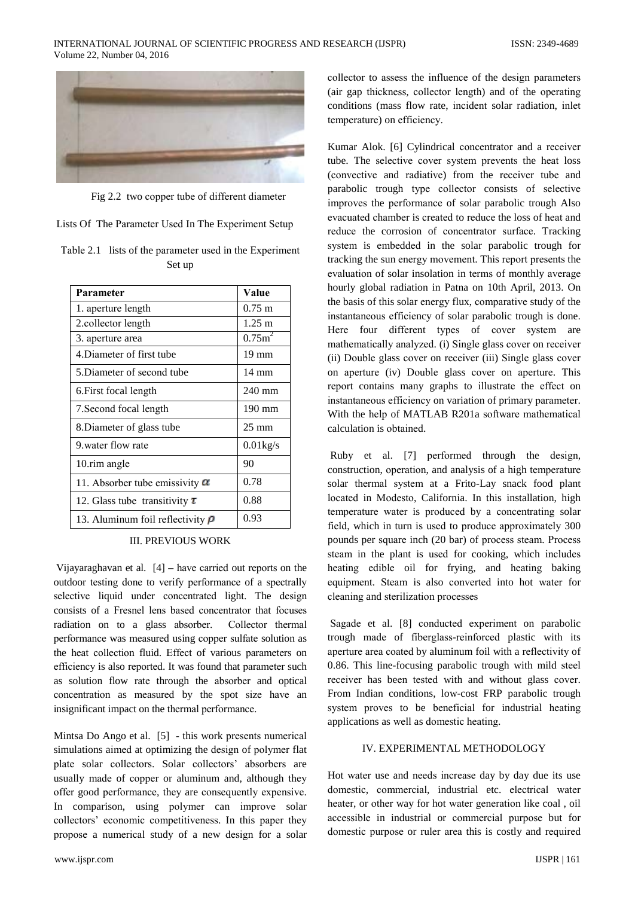Fig 2.2 two copper tube of different diameter

Lists Of The Parameter Used In The Experiment Setup

Table 2.1 lists of the parameter used in the Experiment Set up

| Parameter | Value |
| --- | --- |
| 1. aperture length | 0.75 m |
| 2.collector length | 1.25 m |
| 3. aperture area | $0.75m^2$ |
| 4.Diameter of first tube | 19 mm |
| 5.Diameter of second tube | 14 mm |
| 6.First focal length | 240 mm |
| 7.Second focal length | 190 mm |
| 8.Diameter of glass tube | 25 mm |
| 9.water flow rate | 0.01kg/s |
| 10.rim angle | 90 |
| 11. Absorber tube emissivity $\alpha$ | 0.78 |
| 12. Glass tube transitivity $\tau$ | 0.88 |
| 13. Aluminum foil reflectivity $\rho$ | 0.93 |

## III. PREVIOUS WORK

Vijayaraghavan et al. [4] – have carried out reports on the outdoor testing done to verify performance of a spectrally selective liquid under concentrated light. The design consists of a Fresnel lens based concentrator that focuses radiation on to a glass absorber. Collector thermal performance was measured using copper sulfate solution as the heat collection fluid. Effect of various parameters on efficiency is also reported. It was found that parameter such as solution flow rate through the absorber and optical concentration as measured by the spot size have an insignificant impact on the thermal performance.

Mintsa Do Ango et al. [5] - this work presents numerical simulations aimed at optimizing the design of polymer flat plate solar collectors. Solar collectors' absorbers are usually made of copper or aluminum and, although they offer good performance, they are consequently expensive. In comparison, using polymer can improve solar collectors' economic competitiveness. In this paper they propose a numerical study of a new design for a solar collector to assess the influence of the design parameters (air gap thickness, collector length) and of the operating conditions (mass flow rate, incident solar radiation, inlet temperature) on efficiency.

Kumar Alok. [6] Cylindrical concentrator and a receiver tube. The selective cover system prevents the heat loss (convective and radiative) from the receiver tube and parabolic trough type collector consists of selective improves the performance of solar parabolic trough Also evacuated chamber is created to reduce the loss of heat and reduce the corrosion of concentrator surface. Tracking system is embedded in the solar parabolic trough for tracking the sun energy movement. This report presents the evaluation of solar insolation in terms of monthly average hourly global radiation in Patna on 10th April, 2013. On the basis of this solar energy flux, comparative study of the instantaneous efficiency of solar parabolic trough is done. Here four different types of cover system are mathematically analyzed. (i) Single glass cover on receiver (ii) Double glass cover on receiver (iii) Single glass cover on aperture (iv) Double glass cover on aperture. This report contains many graphs to illustrate the effect on instantaneous efficiency on variation of primary parameter. With the help of MATLAB R201a software mathematical calculation is obtained.

Ruby et al. [7] performed through the design, construction, operation, and analysis of a high temperature solar thermal system at a Frito-Lay snack food plant located in Modesto, California. In this installation, high temperature water is produced by a concentrating solar field, which in turn is used to produce approximately 300 pounds per square inch (20 bar) of process steam. Process steam in the plant is used for cooking, which includes heating edible oil for frying, and heating baking equipment. Steam is also converted into hot water for cleaning and sterilization processes

Sagade et al. [8] conducted experiment on parabolic trough made of fiberglass-reinforced plastic with its aperture area coated by aluminum foil with a reflectivity of 0.86. This line-focusing parabolic trough with mild steel receiver has been tested with and without glass cover. From Indian conditions, low-cost FRP parabolic trough system proves to be beneficial for industrial heating applications as well as domestic heating.

## IV. EXPERIMENTAL METHODOLOGY

Hot water use and needs increase day by day due its use domestic, commercial, industrial etc. electrical water heater, or other way for hot water generation like coal , oil accessible in industrial or commercial purpose but for domestic purpose or ruler area this is costly and required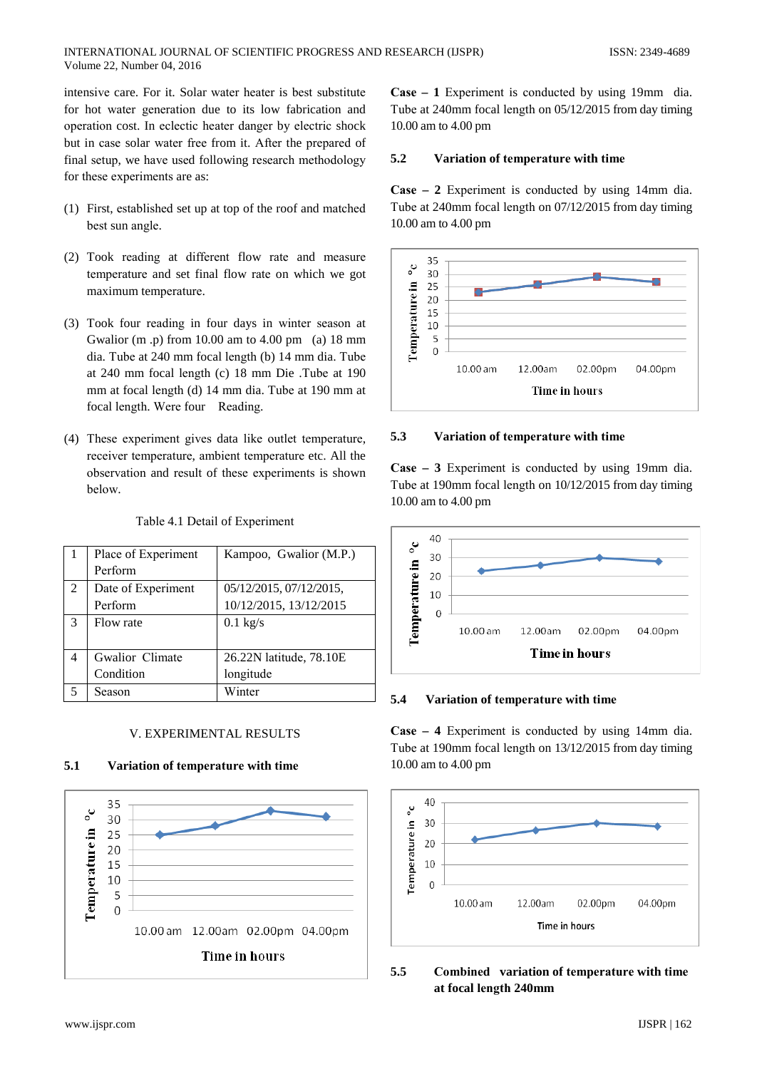intensive care. For it. Solar water heater is best substitute for hot water generation due to its low fabrication and operation cost. In eclectic heater danger by electric shock but in case solar water free from it. After the prepared of final setup, we have used following research methodology for these experiments are as:

(1) First, established set up at top of the roof and matched best sun angle.

(2) Took reading at different flow rate and measure temperature and set final flow rate on which we got maximum temperature.

(3) Took four reading in four days in winter season at Gwalior (m .p) from 10.00 am to 4.00 pm (a) 18 mm dia. Tube at 240 mm focal length (b) 14 mm dia. Tube at 240 mm focal length (c) 18 mm Die .Tube at 190 mm at focal length (d) 14 mm dia. Tube at 190 mm at focal length. Were four Reading.

(4) These experiment gives data like outlet temperature, receiver temperature, ambient temperature etc. All the observation and result of these experiments is shown below.

Table 4.1 Detail of Experiment

| | | |
|---|---|---|
| 1 | Place of Experiment Perform | Kampoo, Gwalior (M.P.) |
| 2 | Date of Experiment Perform | 05/12/2015, 07/12/2015, 10/12/2015, 13/12/2015 |
| 3 | Flow rate | 0.1 kg/s |
| 4 | Gwalior Climate Condition | 26.22N latitude, 78.10E longitude |
| 5 | Season | Winter |

## V. EXPERIMENTAL RESULTS

### 5.1 Variation of temperature with time

Temperature in °c vs Time in hours (10.00 am, 12.00am, 02.00pm, 04.00pm)

**Case – 1** Experiment is conducted by using 19mm dia. Tube at 240mm focal length on 05/12/2015 from day timing 10.00 am to 4.00 pm

### 5.2 Variation of temperature with time

**Case – 2** Experiment is conducted by using 14mm dia. Tube at 240mm focal length on 07/12/2015 from day timing 10.00 am to 4.00 pm

Temperature in °c vs Time in hours (10.00 am, 12.00am, 02.00pm, 04.00pm)

### 5.3 Variation of temperature with time

**Case – 3** Experiment is conducted by using 19mm dia. Tube at 190mm focal length on 10/12/2015 from day timing 10.00 am to 4.00 pm

Temperature in °c vs Time in hours (10.00 am, 12.00am, 02.00pm, 04.00pm)

### 5.4 Variation of temperature with time

**Case – 4** Experiment is conducted by using 14mm dia. Tube at 190mm focal length on 13/12/2015 from day timing 10.00 am to 4.00 pm

Temperature in °c vs Time in hours (10.00 am, 12.00am, 02.00pm, 04.00pm)

### 5.5 Combined variation of temperature with time at focal length 240mm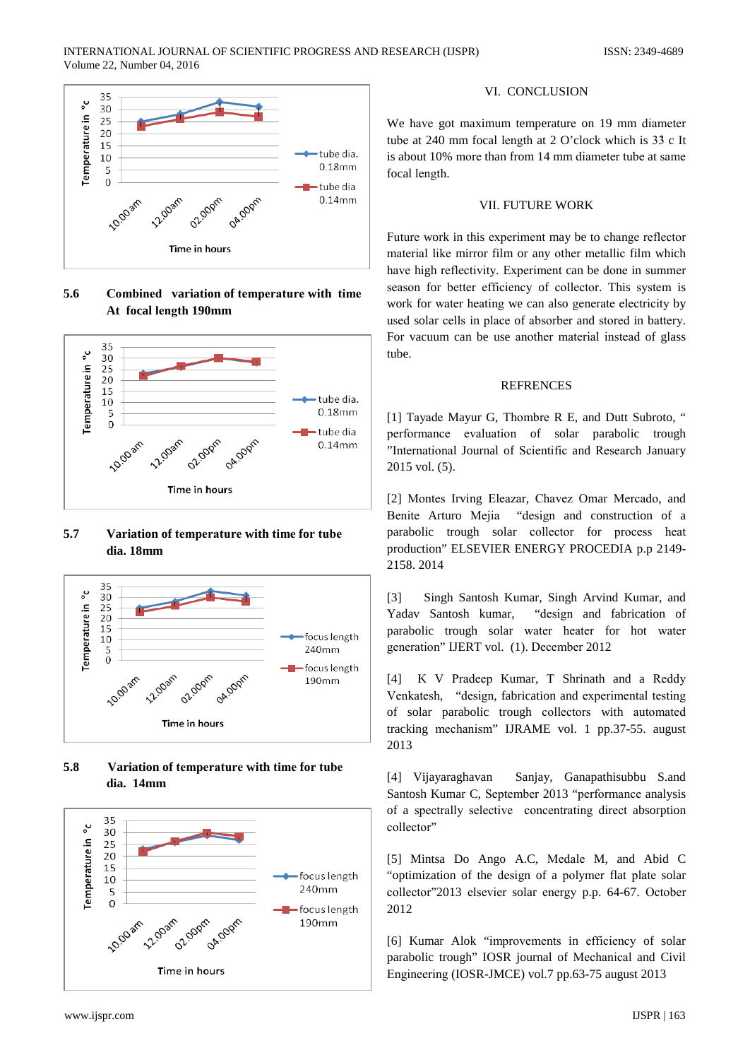### 5.6 Combined variation of temperature with time At focal length 190mm

### 5.7 Variation of temperature with time for tube dia. 18mm

### 5.8 Variation of temperature with time for tube dia. 14mm

## VI. CONCLUSION

We have got maximum temperature on 19 mm diameter tube at 240 mm focal length at 2 O'clock which is 33 c It is about 10% more than from 14 mm diameter tube at same focal length.

## VII. FUTURE WORK

Future work in this experiment may be to change reflector material like mirror film or any other metallic film which have high reflectivity. Experiment can be done in summer season for better efficiency of collector. This system is work for water heating we can also generate electricity by used solar cells in place of absorber and stored in battery. For vacuum can be use another material instead of glass tube.

## REFRENCES

[1] Tayade Mayur G, Thombre R E, and Dutt Subroto, " performance evaluation of solar parabolic trough "International Journal of Scientific and Research January 2015 vol. (5).

[2] Montes Irving Eleazar, Chavez Omar Mercado, and Benite Arturo Mejia "design and construction of a parabolic trough solar collector for process heat production" ELSEVIER ENERGY PROCEDIA p.p 2149-2158. 2014

[3] Singh Santosh Kumar, Singh Arvind Kumar, and Yadav Santosh kumar, "design and fabrication of parabolic trough solar water heater for hot water generation" IJERT vol. (1). December 2012

[4] K V Pradeep Kumar, T Shrinath and a Reddy Venkatesh, "design, fabrication and experimental testing of solar parabolic trough collectors with automated tracking mechanism" IJRAME vol. 1 pp.37-55. august 2013

[4] Vijayaraghavan Sanjay, Ganapathisubbu S.and Santosh Kumar C, September 2013 "performance analysis of a spectrally selective concentrating direct absorption collector"

[5] Mintsa Do Ango A.C, Medale M, and Abid C "optimization of the design of a polymer flat plate solar collector"2013 elsevier solar energy p.p. 64-67. October 2012

[6] Kumar Alok "improvements in efficiency of solar parabolic trough" IOSR journal of Mechanical and Civil Engineering (IOSR-JMCE) vol.7 pp.63-75 august 2013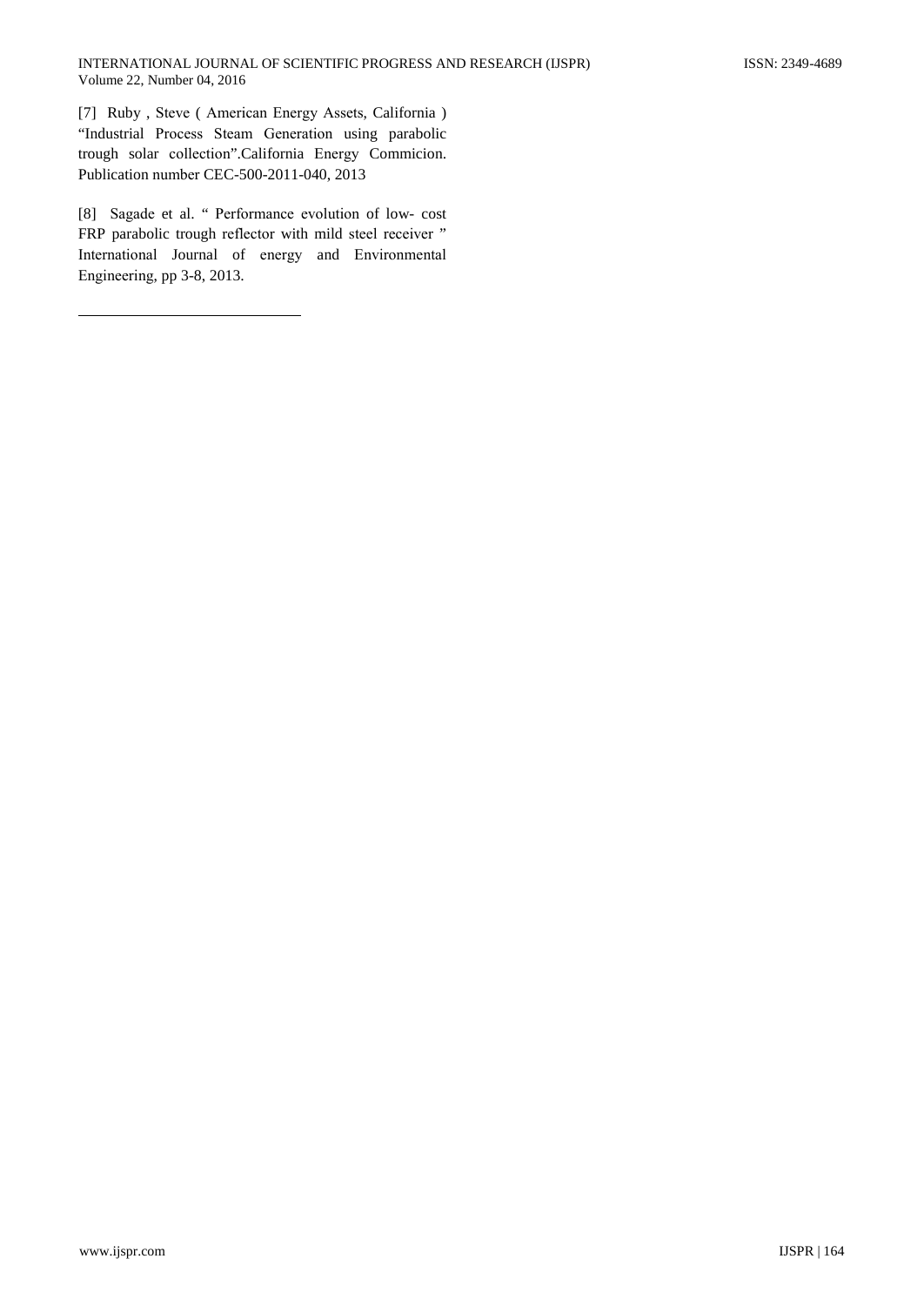[7] Ruby , Steve ( American Energy Assets, California ) "Industrial Process Steam Generation using parabolic trough solar collection".California Energy Commicion. Publication number CEC-500-2011-040, 2013

[8] Sagade et al. " Performance evolution of low- cost FRP parabolic trough reflector with mild steel receiver " International Journal of energy and Environmental Engineering, pp 3-8, 2013.